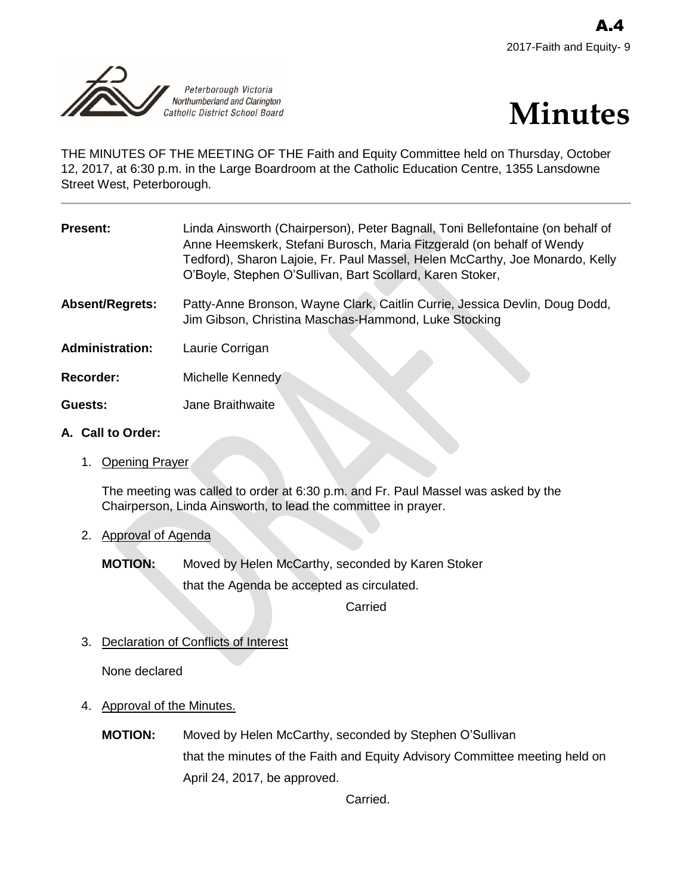A.4

2017-Faith and Equity- 9

Peterborough Victoria Northumberland and Clarington Catholic District School Board

# Minutes

THE MINUTES OF THE MEETING OF THE Faith and Equity Committee held on Thursday, October 12, 2017, at 6:30 p.m. in the Large Boardroom at the Catholic Education Centre, 1355 Lansdowne Street West, Peterborough.

---

**Present:** Linda Ainsworth (Chairperson), Peter Bagnall, Toni Bellefontaine (on behalf of Anne Heemskerk, Stefani Burosch, Maria Fitzgerald (on behalf of Wendy Tedford), Sharon Lajoie, Fr. Paul Massel, Helen McCarthy, Joe Monardo, Kelly O'Boyle, Stephen O'Sullivan, Bart Scollard, Karen Stoker,

**Absent/Regrets:** Patty-Anne Bronson, Wayne Clark, Caitlin Currie, Jessica Devlin, Doug Dodd, Jim Gibson, Christina Maschas-Hammond, Luke Stocking

**Administration:** Laurie Corrigan

**Recorder:** Michelle Kennedy

**Guests:** Jane Braithwaite

## A. Call to Order:

1. Opening Prayer

   The meeting was called to order at 6:30 p.m. and Fr. Paul Massel was asked by the Chairperson, Linda Ainsworth, to lead the committee in prayer.

2. Approval of Agenda

   **MOTION:** Moved by Helen McCarthy, seconded by Karen Stoker
   that the Agenda be accepted as circulated.

   Carried

3. Declaration of Conflicts of Interest

   None declared

4. Approval of the Minutes.

   **MOTION:** Moved by Helen McCarthy, seconded by Stephen O'Sullivan
   that the minutes of the Faith and Equity Advisory Committee meeting held on April 24, 2017, be approved.

   Carried.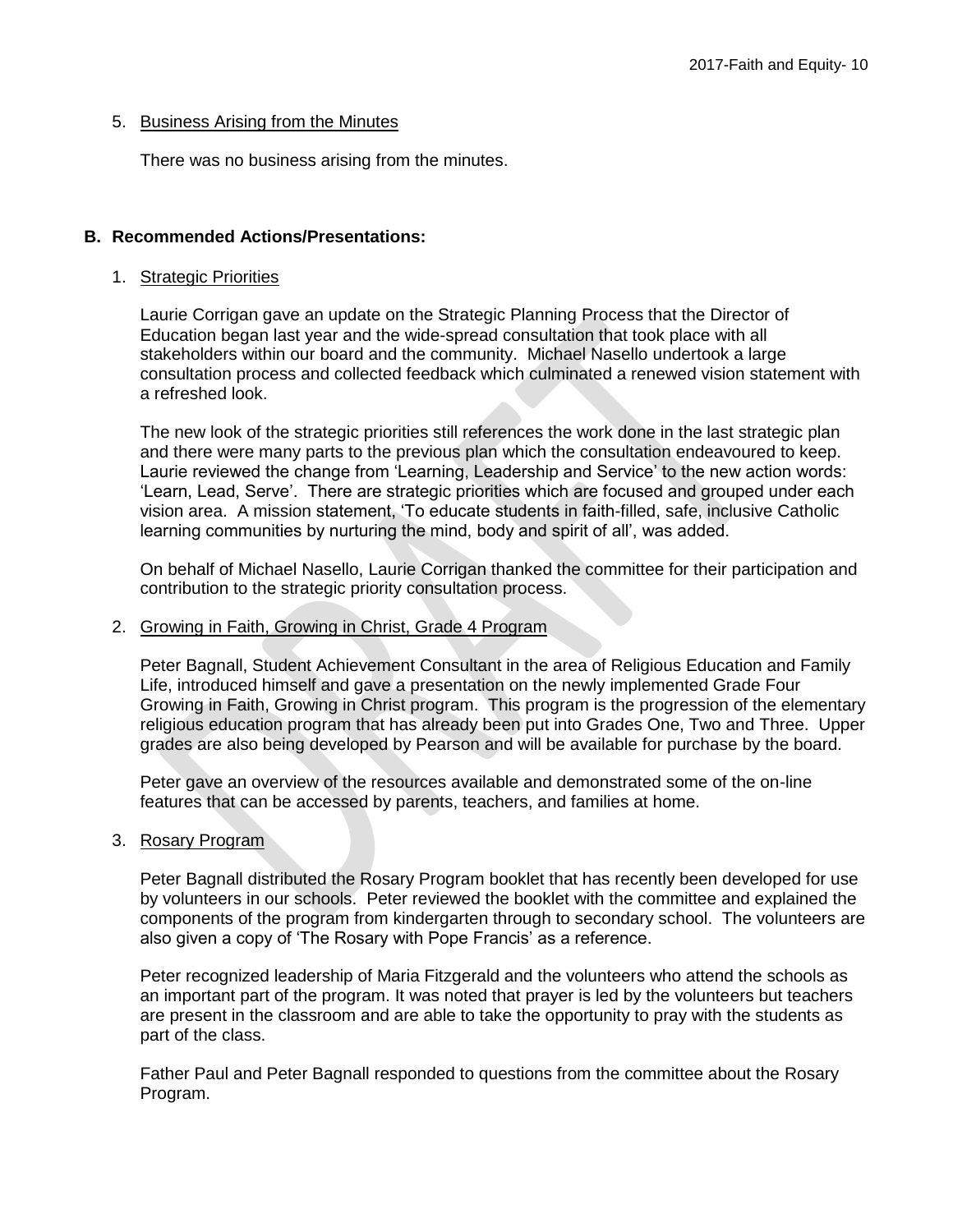5. Business Arising from the Minutes

   There was no business arising from the minutes.

## B. Recommended Actions/Presentations:

1. Strategic Priorities

   Laurie Corrigan gave an update on the Strategic Planning Process that the Director of Education began last year and the wide-spread consultation that took place with all stakeholders within our board and the community. Michael Nasello undertook a large consultation process and collected feedback which culminated a renewed vision statement with a refreshed look.

   The new look of the strategic priorities still references the work done in the last strategic plan and there were many parts to the previous plan which the consultation endeavoured to keep. Laurie reviewed the change from 'Learning, Leadership and Service' to the new action words: 'Learn, Lead, Serve'. There are strategic priorities which are focused and grouped under each vision area. A mission statement, 'To educate students in faith-filled, safe, inclusive Catholic learning communities by nurturing the mind, body and spirit of all', was added.

   On behalf of Michael Nasello, Laurie Corrigan thanked the committee for their participation and contribution to the strategic priority consultation process.

2. Growing in Faith, Growing in Christ, Grade 4 Program

   Peter Bagnall, Student Achievement Consultant in the area of Religious Education and Family Life, introduced himself and gave a presentation on the newly implemented Grade Four Growing in Faith, Growing in Christ program. This program is the progression of the elementary religious education program that has already been put into Grades One, Two and Three. Upper grades are also being developed by Pearson and will be available for purchase by the board.

   Peter gave an overview of the resources available and demonstrated some of the on-line features that can be accessed by parents, teachers, and families at home.

3. Rosary Program

   Peter Bagnall distributed the Rosary Program booklet that has recently been developed for use by volunteers in our schools. Peter reviewed the booklet with the committee and explained the components of the program from kindergarten through to secondary school. The volunteers are also given a copy of 'The Rosary with Pope Francis' as a reference.

   Peter recognized leadership of Maria Fitzgerald and the volunteers who attend the schools as an important part of the program. It was noted that prayer is led by the volunteers but teachers are present in the classroom and are able to take the opportunity to pray with the students as part of the class.

   Father Paul and Peter Bagnall responded to questions from the committee about the Rosary Program.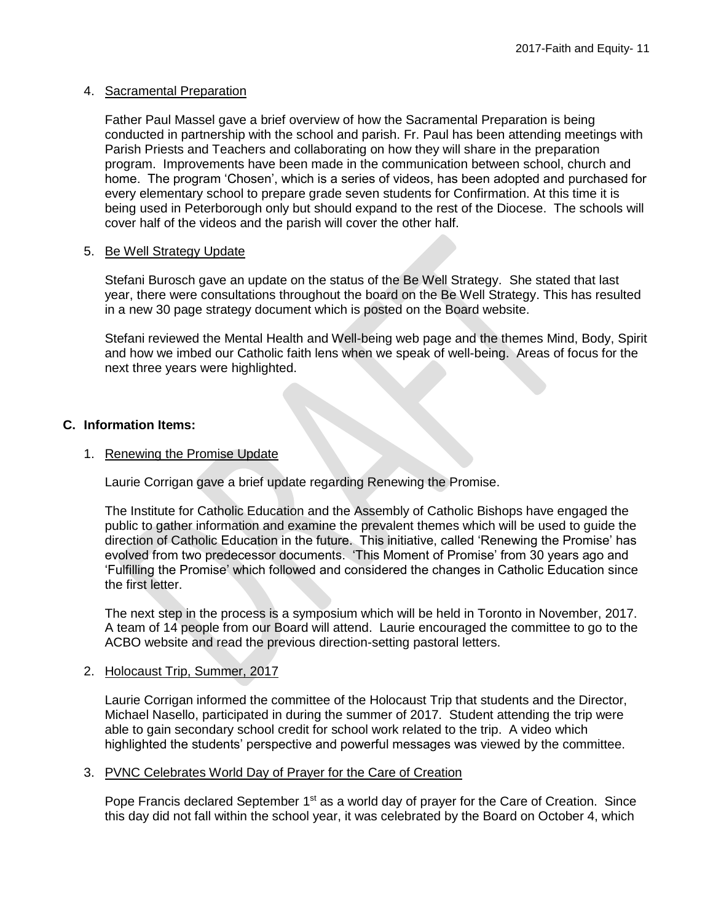4. <u>Sacramental Preparation</u>

   Father Paul Massel gave a brief overview of how the Sacramental Preparation is being conducted in partnership with the school and parish. Fr. Paul has been attending meetings with Parish Priests and Teachers and collaborating on how they will share in the preparation program. Improvements have been made in the communication between school, church and home. The program 'Chosen', which is a series of videos, has been adopted and purchased for every elementary school to prepare grade seven students for Confirmation. At this time it is being used in Peterborough only but should expand to the rest of the Diocese. The schools will cover half of the videos and the parish will cover the other half.

5. <u>Be Well Strategy Update</u>

   Stefani Burosch gave an update on the status of the Be Well Strategy. She stated that last year, there were consultations throughout the board on the Be Well Strategy. This has resulted in a new 30 page strategy document which is posted on the Board website.

   Stefani reviewed the Mental Health and Well-being web page and the themes Mind, Body, Spirit and how we imbed our Catholic faith lens when we speak of well-being. Areas of focus for the next three years were highlighted.

**C. Information Items:**

1. <u>Renewing the Promise Update</u>

   Laurie Corrigan gave a brief update regarding Renewing the Promise.

   The Institute for Catholic Education and the Assembly of Catholic Bishops have engaged the public to gather information and examine the prevalent themes which will be used to guide the direction of Catholic Education in the future. This initiative, called 'Renewing the Promise' has evolved from two predecessor documents. 'This Moment of Promise' from 30 years ago and 'Fulfilling the Promise' which followed and considered the changes in Catholic Education since the first letter.

   The next step in the process is a symposium which will be held in Toronto in November, 2017. A team of 14 people from our Board will attend. Laurie encouraged the committee to go to the ACBO website and read the previous direction-setting pastoral letters.

2. <u>Holocaust Trip, Summer, 2017</u>

   Laurie Corrigan informed the committee of the Holocaust Trip that students and the Director, Michael Nasello, participated in during the summer of 2017. Student attending the trip were able to gain secondary school credit for school work related to the trip. A video which highlighted the students' perspective and powerful messages was viewed by the committee.

3. <u>PVNC Celebrates World Day of Prayer for the Care of Creation</u>

   Pope Francis declared September 1st as a world day of prayer for the Care of Creation. Since this day did not fall within the school year, it was celebrated by the Board on October 4, which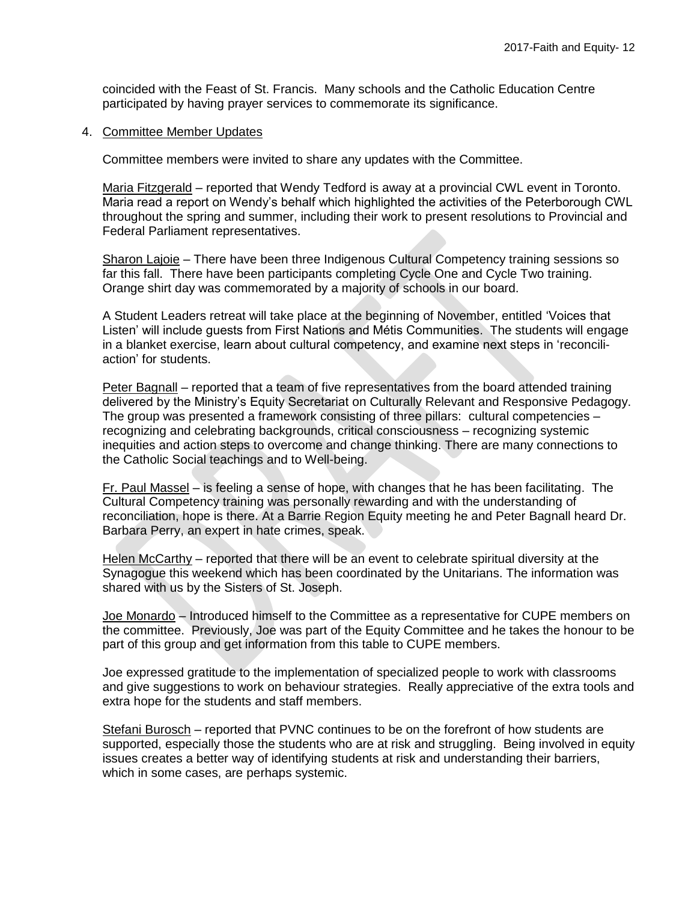coincided with the Feast of St. Francis. Many schools and the Catholic Education Centre participated by having prayer services to commemorate its significance.

4. Committee Member Updates

   Committee members were invited to share any updates with the Committee.

   Maria Fitzgerald – reported that Wendy Tedford is away at a provincial CWL event in Toronto. Maria read a report on Wendy's behalf which highlighted the activities of the Peterborough CWL throughout the spring and summer, including their work to present resolutions to Provincial and Federal Parliament representatives.

   Sharon Lajoie – There have been three Indigenous Cultural Competency training sessions so far this fall. There have been participants completing Cycle One and Cycle Two training. Orange shirt day was commemorated by a majority of schools in our board.

   A Student Leaders retreat will take place at the beginning of November, entitled 'Voices that Listen' will include guests from First Nations and Métis Communities. The students will engage in a blanket exercise, learn about cultural competency, and examine next steps in 'reconcili-action' for students.

   Peter Bagnall – reported that a team of five representatives from the board attended training delivered by the Ministry's Equity Secretariat on Culturally Relevant and Responsive Pedagogy. The group was presented a framework consisting of three pillars: cultural competencies – recognizing and celebrating backgrounds, critical consciousness – recognizing systemic inequities and action steps to overcome and change thinking. There are many connections to the Catholic Social teachings and to Well-being.

   Fr. Paul Massel – is feeling a sense of hope, with changes that he has been facilitating. The Cultural Competency training was personally rewarding and with the understanding of reconciliation, hope is there. At a Barrie Region Equity meeting he and Peter Bagnall heard Dr. Barbara Perry, an expert in hate crimes, speak.

   Helen McCarthy – reported that there will be an event to celebrate spiritual diversity at the Synagogue this weekend which has been coordinated by the Unitarians. The information was shared with us by the Sisters of St. Joseph.

   Joe Monardo – Introduced himself to the Committee as a representative for CUPE members on the committee. Previously, Joe was part of the Equity Committee and he takes the honour to be part of this group and get information from this table to CUPE members.

   Joe expressed gratitude to the implementation of specialized people to work with classrooms and give suggestions to work on behaviour strategies. Really appreciative of the extra tools and extra hope for the students and staff members.

   Stefani Burosch – reported that PVNC continues to be on the forefront of how students are supported, especially those the students who are at risk and struggling. Being involved in equity issues creates a better way of identifying students at risk and understanding their barriers, which in some cases, are perhaps systemic.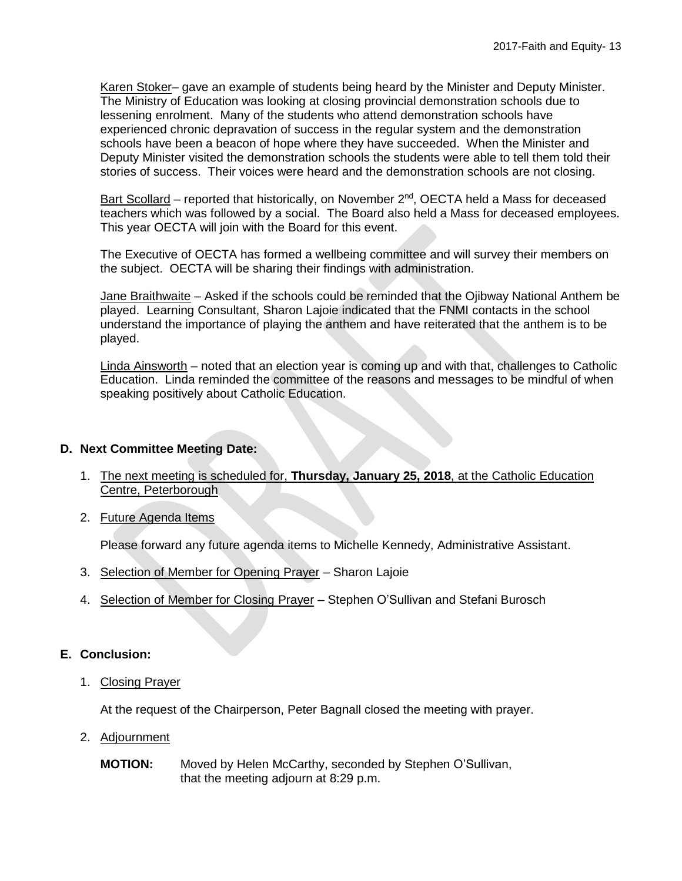Karen Stoker– gave an example of students being heard by the Minister and Deputy Minister. The Ministry of Education was looking at closing provincial demonstration schools due to lessening enrolment. Many of the students who attend demonstration schools have experienced chronic depravation of success in the regular system and the demonstration schools have been a beacon of hope where they have succeeded. When the Minister and Deputy Minister visited the demonstration schools the students were able to tell them told their stories of success. Their voices were heard and the demonstration schools are not closing.

Bart Scollard – reported that historically, on November 2nd, OECTA held a Mass for deceased teachers which was followed by a social. The Board also held a Mass for deceased employees. This year OECTA will join with the Board for this event.

The Executive of OECTA has formed a wellbeing committee and will survey their members on the subject. OECTA will be sharing their findings with administration.

Jane Braithwaite – Asked if the schools could be reminded that the Ojibway National Anthem be played. Learning Consultant, Sharon Lajoie indicated that the FNMI contacts in the school understand the importance of playing the anthem and have reiterated that the anthem is to be played.

Linda Ainsworth – noted that an election year is coming up and with that, challenges to Catholic Education. Linda reminded the committee of the reasons and messages to be mindful of when speaking positively about Catholic Education.

## D. Next Committee Meeting Date:

1. The next meeting is scheduled for, **Thursday, January 25, 2018**, at the Catholic Education Centre, Peterborough

2. Future Agenda Items

   Please forward any future agenda items to Michelle Kennedy, Administrative Assistant.

3. Selection of Member for Opening Prayer – Sharon Lajoie

4. Selection of Member for Closing Prayer – Stephen O'Sullivan and Stefani Burosch

## E. Conclusion:

1. Closing Prayer

   At the request of the Chairperson, Peter Bagnall closed the meeting with prayer.

2. Adjournment

   **MOTION:** Moved by Helen McCarthy, seconded by Stephen O'Sullivan, that the meeting adjourn at 8:29 p.m.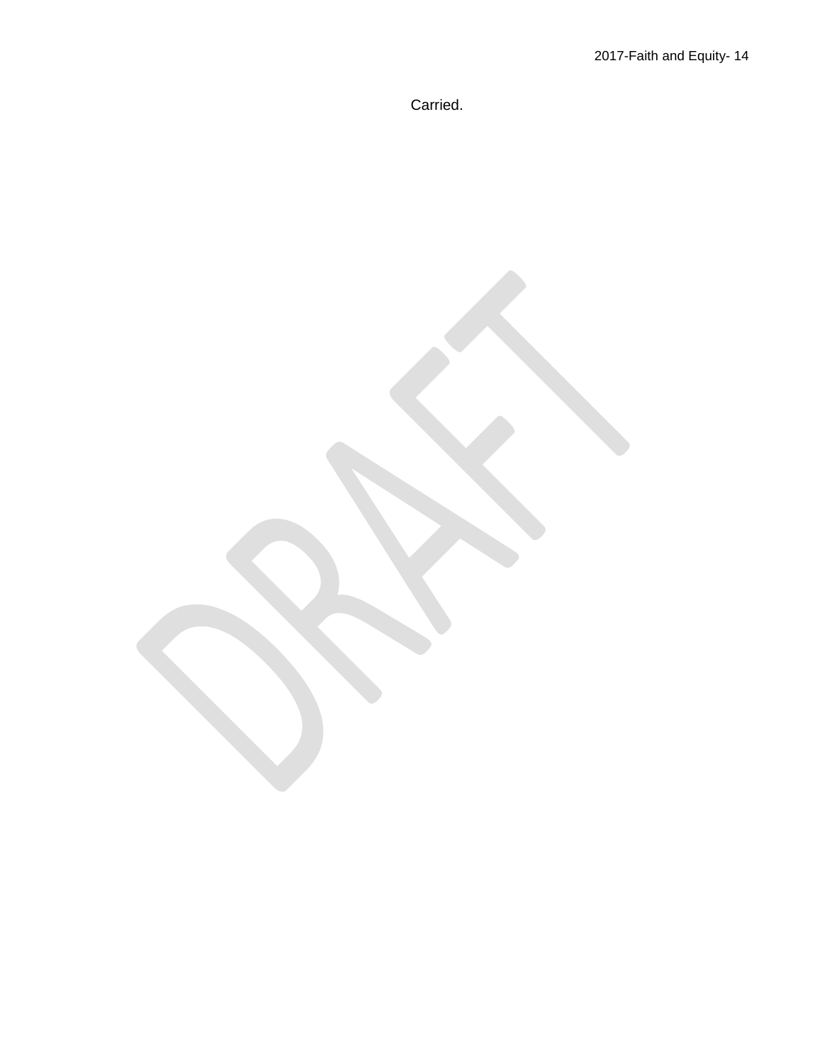Carried.